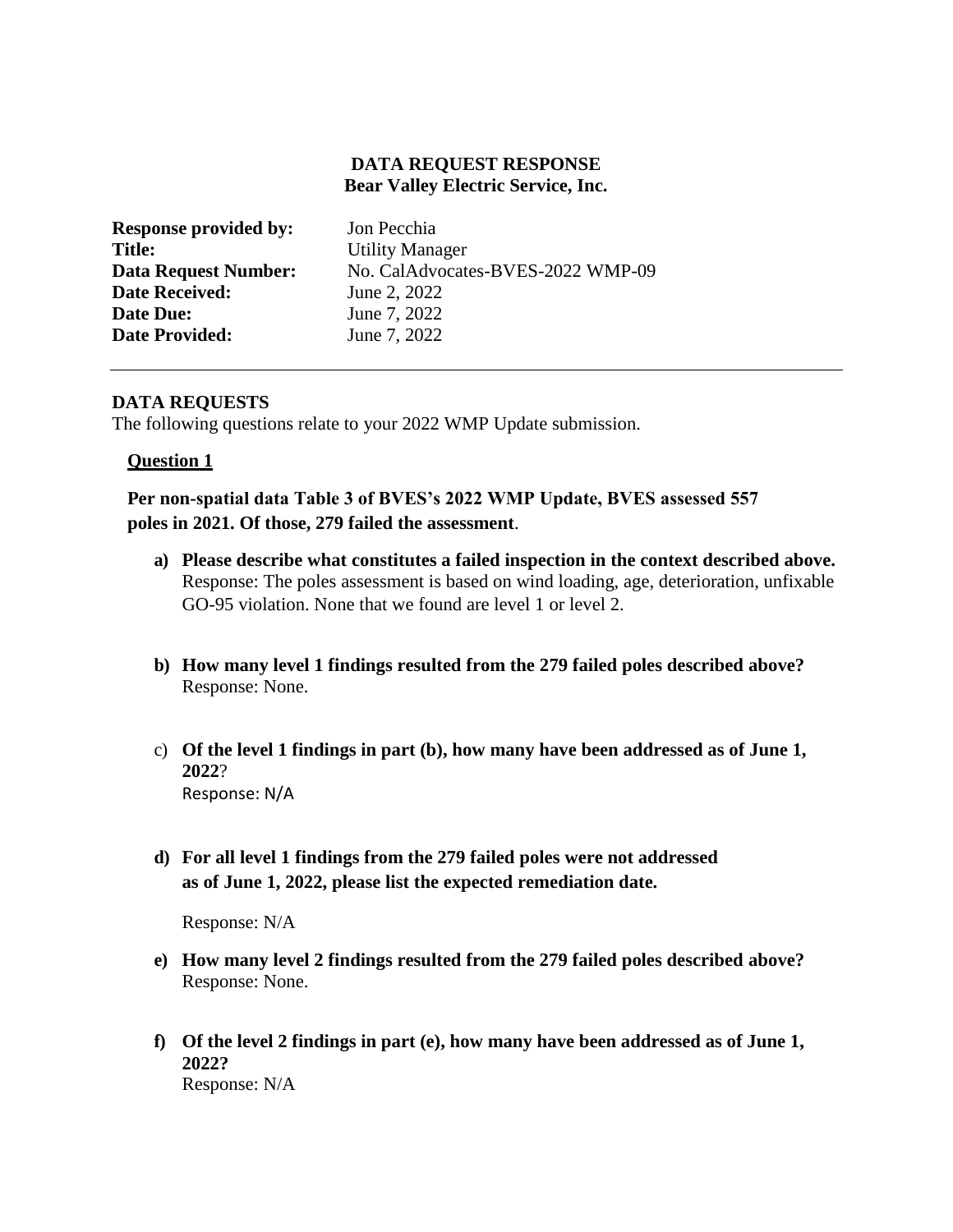**DATA REQUEST RESPONSE**
**Bear Valley Electric Service, Inc.**

**Response provided by:** Jon Pecchia
**Title:** Utility Manager
**Data Request Number:** No. CalAdvocates-BVES-2022 WMP-09
**Date Received:** June 2, 2022
**Date Due:** June 7, 2022
**Date Provided:** June 7, 2022

---

**DATA REQUESTS**

The following questions relate to your 2022 WMP Update submission.

**Question 1**

**Per non-spatial data Table 3 of BVES's 2022 WMP Update, BVES assessed 557 poles in 2021. Of those, 279 failed the assessment**.

a) **Please describe what constitutes a failed inspection in the context described above.**
Response: The poles assessment is based on wind loading, age, deterioration, unfixable GO-95 violation. None that we found are level 1 or level 2.

b) **How many level 1 findings resulted from the 279 failed poles described above?**
Response: None.

c) **Of the level 1 findings in part (b), how many have been addressed as of June 1, 2022**?
Response: N/A

d) **For all level 1 findings from the 279 failed poles were not addressed as of June 1, 2022, please list the expected remediation date.**

Response: N/A

e) **How many level 2 findings resulted from the 279 failed poles described above?**
Response: None.

f) **Of the level 2 findings in part (e), how many have been addressed as of June 1, 2022?**
Response: N/A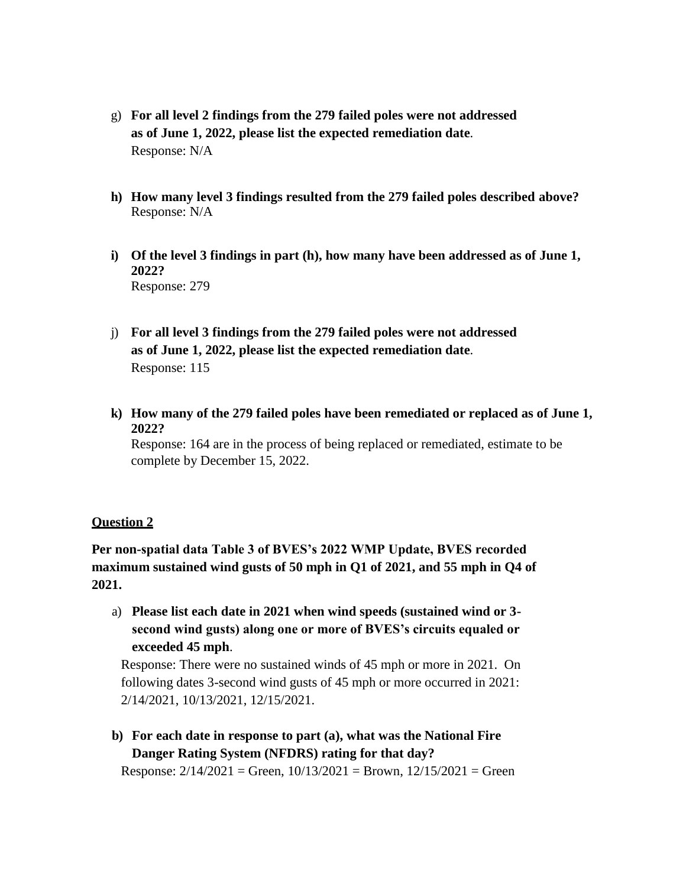g) **For all level 2 findings from the 279 failed poles were not addressed as of June 1, 2022, please list the expected remediation date**.
Response: N/A

**h) How many level 3 findings resulted from the 279 failed poles described above?**
Response: N/A

**i) Of the level 3 findings in part (h), how many have been addressed as of June 1, 2022?**
Response: 279

j) **For all level 3 findings from the 279 failed poles were not addressed as of June 1, 2022, please list the expected remediation date**.
Response: 115

**k) How many of the 279 failed poles have been remediated or replaced as of June 1, 2022?**
Response: 164 are in the process of being replaced or remediated, estimate to be complete by December 15, 2022.

**Question 2**

**Per non-spatial data Table 3 of BVES's 2022 WMP Update, BVES recorded maximum sustained wind gusts of 50 mph in Q1 of 2021, and 55 mph in Q4 of 2021.**

a) **Please list each date in 2021 when wind speeds (sustained wind or 3-second wind gusts) along one or more of BVES's circuits equaled or exceeded 45 mph**.
Response: There were no sustained winds of 45 mph or more in 2021. On following dates 3-second wind gusts of 45 mph or more occurred in 2021: 2/14/2021, 10/13/2021, 12/15/2021.

**b) For each date in response to part (a), what was the National Fire Danger Rating System (NFDRS) rating for that day?**
Response: 2/14/2021 = Green, 10/13/2021 = Brown, 12/15/2021 = Green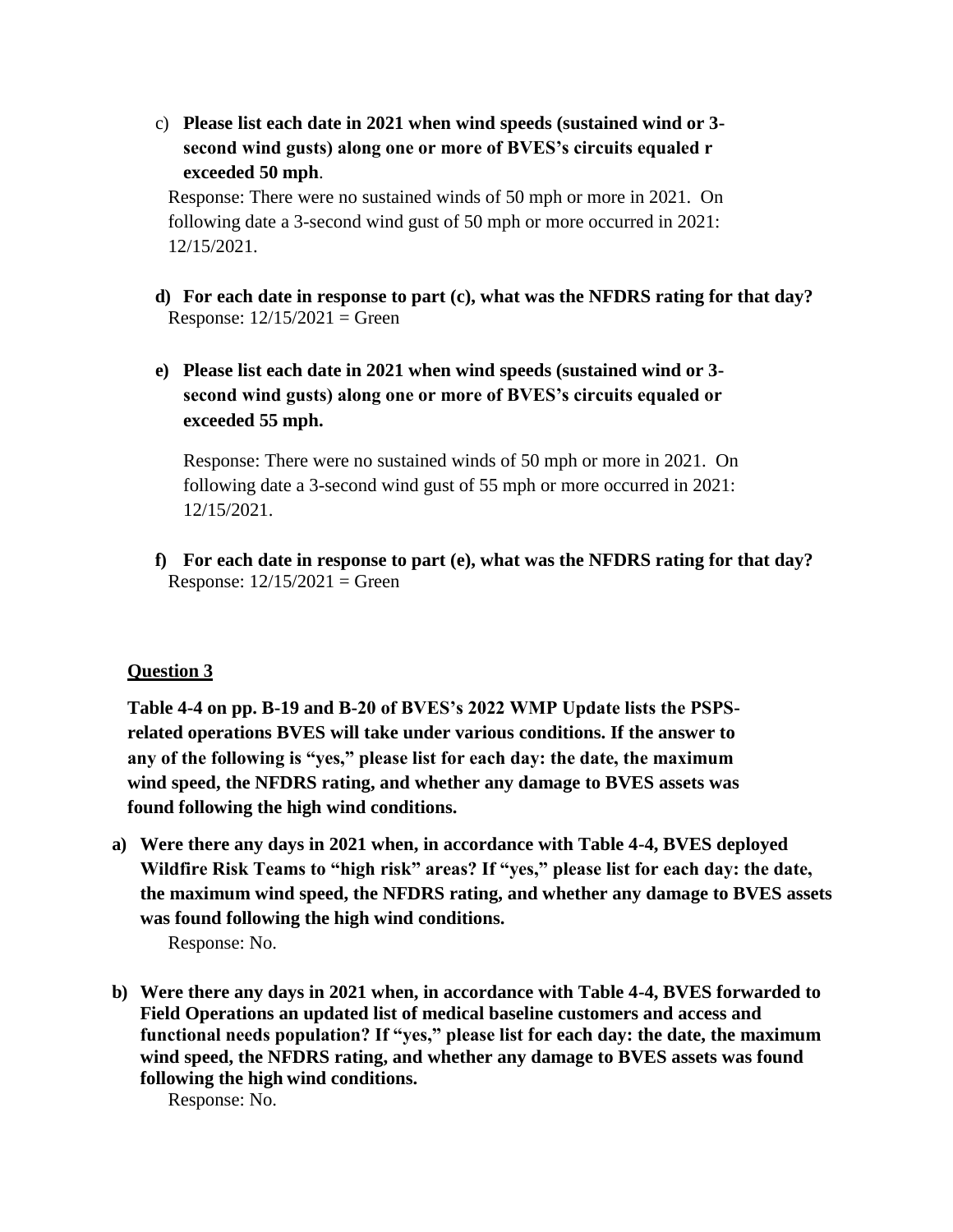c) **Please list each date in 2021 when wind speeds (sustained wind or 3-second wind gusts) along one or more of BVES's circuits equaled r exceeded 50 mph**.

Response: There were no sustained winds of 50 mph or more in 2021. On following date a 3-second wind gust of 50 mph or more occurred in 2021: 12/15/2021.

d) **For each date in response to part (c), what was the NFDRS rating for that day?**

Response: 12/15/2021 = Green

e) **Please list each date in 2021 when wind speeds (sustained wind or 3-second wind gusts) along one or more of BVES's circuits equaled or exceeded 55 mph.**

Response: There were no sustained winds of 50 mph or more in 2021. On following date a 3-second wind gust of 55 mph or more occurred in 2021: 12/15/2021.

f) **For each date in response to part (e), what was the NFDRS rating for that day?**

Response: 12/15/2021 = Green

## Question 3

**Table 4-4 on pp. B-19 and B-20 of BVES's 2022 WMP Update lists the PSPS-related operations BVES will take under various conditions. If the answer to any of the following is "yes," please list for each day: the date, the maximum wind speed, the NFDRS rating, and whether any damage to BVES assets was found following the high wind conditions.**

a) **Were there any days in 2021 when, in accordance with Table 4-4, BVES deployed Wildfire Risk Teams to "high risk" areas? If "yes," please list for each day: the date, the maximum wind speed, the NFDRS rating, and whether any damage to BVES assets was found following the high wind conditions.**

Response: No.

b) **Were there any days in 2021 when, in accordance with Table 4-4, BVES forwarded to Field Operations an updated list of medical baseline customers and access and functional needs population? If "yes," please list for each day: the date, the maximum wind speed, the NFDRS rating, and whether any damage to BVES assets was found following the high wind conditions.**

Response: No.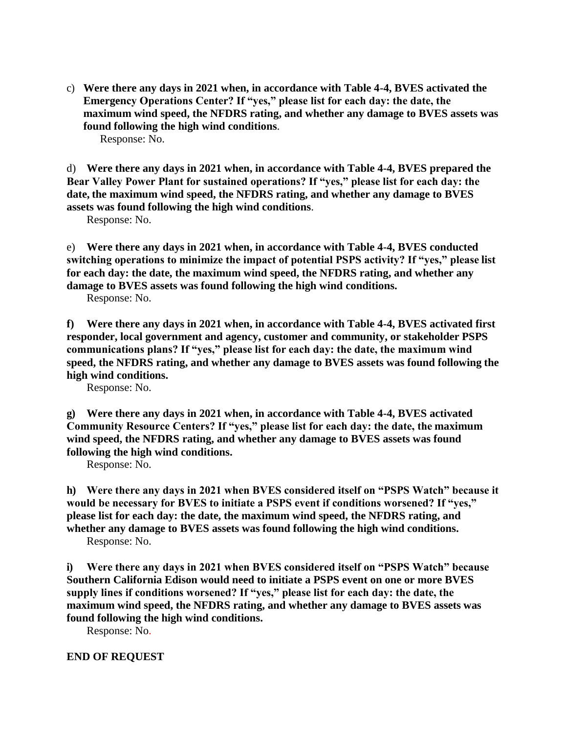c) **Were there any days in 2021 when, in accordance with Table 4-4, BVES activated the Emergency Operations Center? If "yes," please list for each day: the date, the maximum wind speed, the NFDRS rating, and whether any damage to BVES assets was found following the high wind conditions**.

Response: No.

d) **Were there any days in 2021 when, in accordance with Table 4-4, BVES prepared the Bear Valley Power Plant for sustained operations? If "yes," please list for each day: the date, the maximum wind speed, the NFDRS rating, and whether any damage to BVES assets was found following the high wind conditions**.

Response: No.

e) **Were there any days in 2021 when, in accordance with Table 4-4, BVES conducted switching operations to minimize the impact of potential PSPS activity? If "yes," please list for each day: the date, the maximum wind speed, the NFDRS rating, and whether any damage to BVES assets was found following the high wind conditions.**

Response: No.

**f) Were there any days in 2021 when, in accordance with Table 4-4, BVES activated first responder, local government and agency, customer and community, or stakeholder PSPS communications plans? If "yes," please list for each day: the date, the maximum wind speed, the NFDRS rating, and whether any damage to BVES assets was found following the high wind conditions.**

Response: No.

**g) Were there any days in 2021 when, in accordance with Table 4-4, BVES activated Community Resource Centers? If "yes," please list for each day: the date, the maximum wind speed, the NFDRS rating, and whether any damage to BVES assets was found following the high wind conditions.**

Response: No.

**h) Were there any days in 2021 when BVES considered itself on "PSPS Watch" because it would be necessary for BVES to initiate a PSPS event if conditions worsened? If "yes," please list for each day: the date, the maximum wind speed, the NFDRS rating, and whether any damage to BVES assets was found following the high wind conditions.**

Response: No.

**i) Were there any days in 2021 when BVES considered itself on "PSPS Watch" because Southern California Edison would need to initiate a PSPS event on one or more BVES supply lines if conditions worsened? If "yes," please list for each day: the date, the maximum wind speed, the NFDRS rating, and whether any damage to BVES assets was found following the high wind conditions.**

Response: No.

**END OF REQUEST**